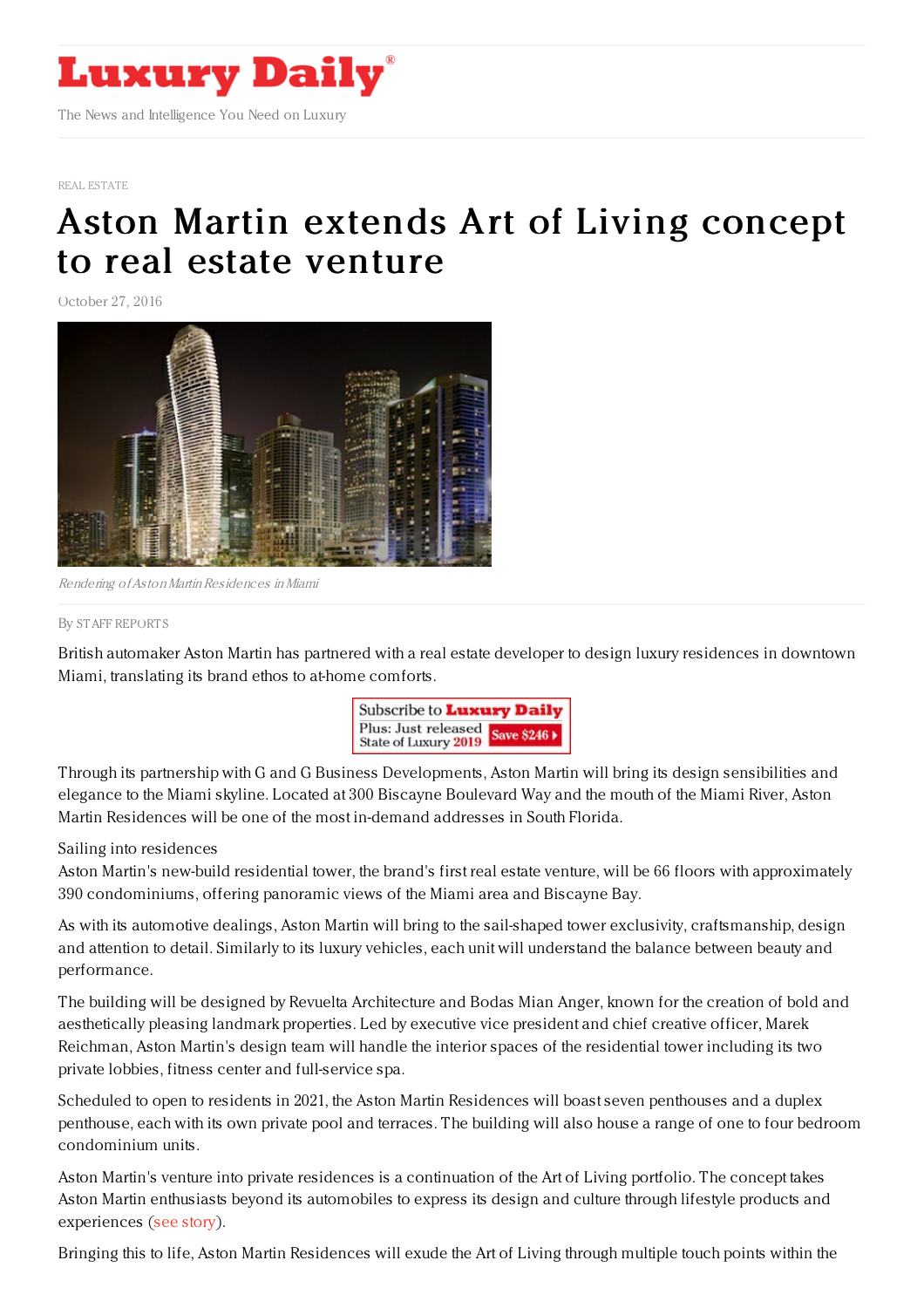# Luxury Daily

The News and Intelligence You Need on Luxury

REAL ESTATE

# Aston Martin extends Art of Living concept to real estate venture

October 27, 2016

*Rendering of Aston Martin Residences in Miami*

By STAFF REPORTS

British automaker Aston Martin has partnered with a real estate developer to design luxury residences in downtown Miami, translating its brand ethos to at-home comforts.

Through its partnership with G and G Business Developments, Aston Martin will bring its design sensibilities and elegance to the Miami skyline. Located at 300 Biscayne Boulevard Way and the mouth of the Miami River, Aston Martin Residences will be one of the most in-demand addresses in South Florida.

Sailing into residences

Aston Martin's new-build residential tower, the brand's first real estate venture, will be 66 floors with approximately 390 condominiums, offering panoramic views of the Miami area and Biscayne Bay.

As with its automotive dealings, Aston Martin will bring to the sail-shaped tower exclusivity, craftsmanship, design and attention to detail. Similarly to its luxury vehicles, each unit will understand the balance between beauty and performance.

The building will be designed by Revuelta Architecture and Bodas Mian Anger, known for the creation of bold and aesthetically pleasing landmark properties. Led by executive vice president and chief creative officer, Marek Reichman, Aston Martin's design team will handle the interior spaces of the residential tower including its two private lobbies, fitness center and full-service spa.

Scheduled to open to residents in 2021, the Aston Martin Residences will boast seven penthouses and a duplex penthouse, each with its own private pool and terraces. The building will also house a range of one to four bedroom condominium units.

Aston Martin's venture into private residences is a continuation of the Art of Living portfolio. The concept takes Aston Martin enthusiasts beyond its automobiles to express its design and culture through lifestyle products and experiences (see story).

Bringing this to life, Aston Martin Residences will exude the Art of Living through multiple touch points within the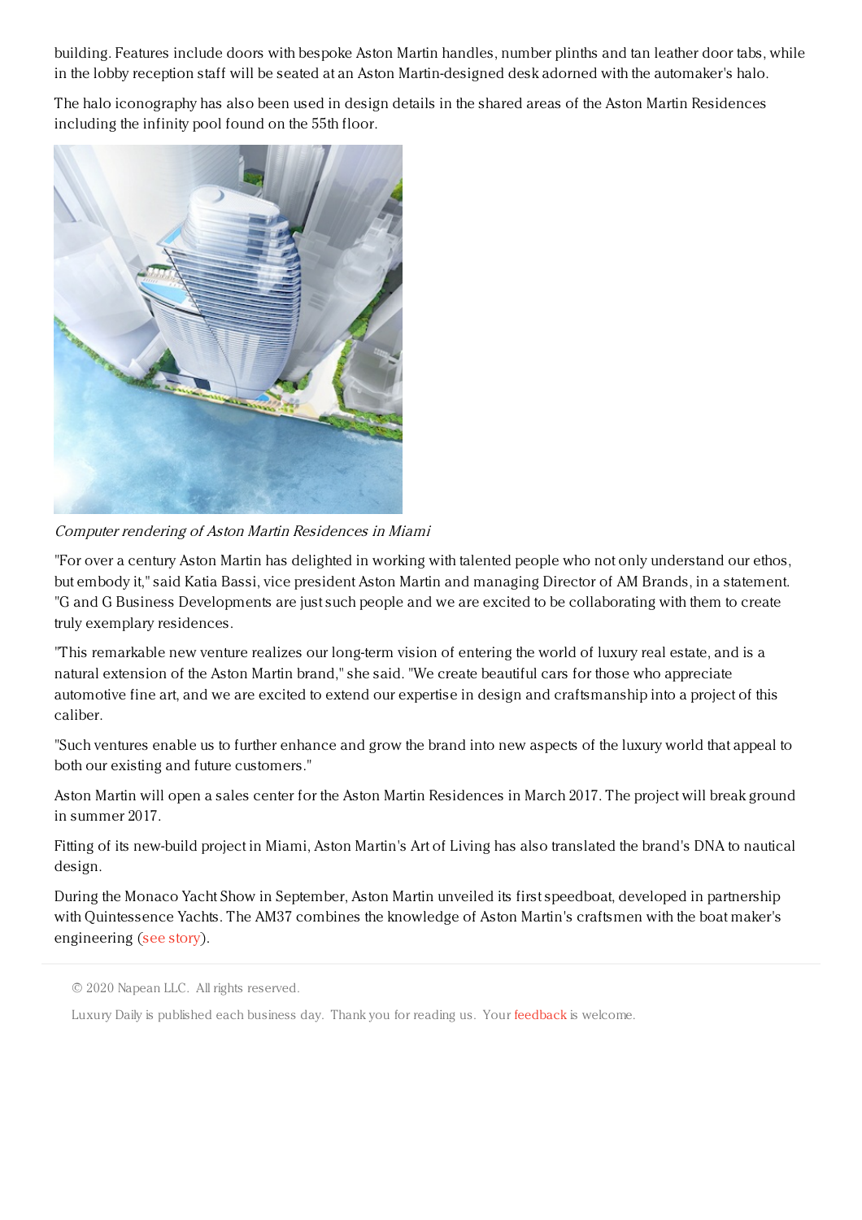building. Features include doors with bespoke Aston Martin handles, number plinths and tan leather door tabs, while in the lobby reception staff will be seated at an Aston Martin-designed desk adorned with the automaker's halo.

The halo iconography has also been used in design details in the shared areas of the Aston Martin Residences including the infinity pool found on the 55th floor.

*Computer rendering of Aston Martin Residences in Miami*

"For over a century Aston Martin has delighted in working with talented people who not only understand our ethos, but embody it," said Katia Bassi, vice president Aston Martin and managing Director of AM Brands, in a statement. "G and G Business Developments are just such people and we are excited to be collaborating with them to create truly exemplary residences.

"This remarkable new venture realizes our long-term vision of entering the world of luxury real estate, and is a natural extension of the Aston Martin brand," she said. "We create beautiful cars for those who appreciate automotive fine art, and we are excited to extend our expertise in design and craftsmanship into a project of this caliber.

"Such ventures enable us to further enhance and grow the brand into new aspects of the luxury world that appeal to both our existing and future customers."

Aston Martin will open a sales center for the Aston Martin Residences in March 2017. The project will break ground in summer 2017.

Fitting of its new-build project in Miami, Aston Martin's Art of Living has also translated the brand's DNA to nautical design.

During the Monaco Yacht Show in September, Aston Martin unveiled its first speedboat, developed in partnership with Quintessence Yachts. The AM37 combines the knowledge of Aston Martin's craftsmen with the boat maker's engineering (see story).

© 2020 Napean LLC. All rights reserved.

Luxury Daily is published each business day. Thank you for reading us. Your feedback is welcome.